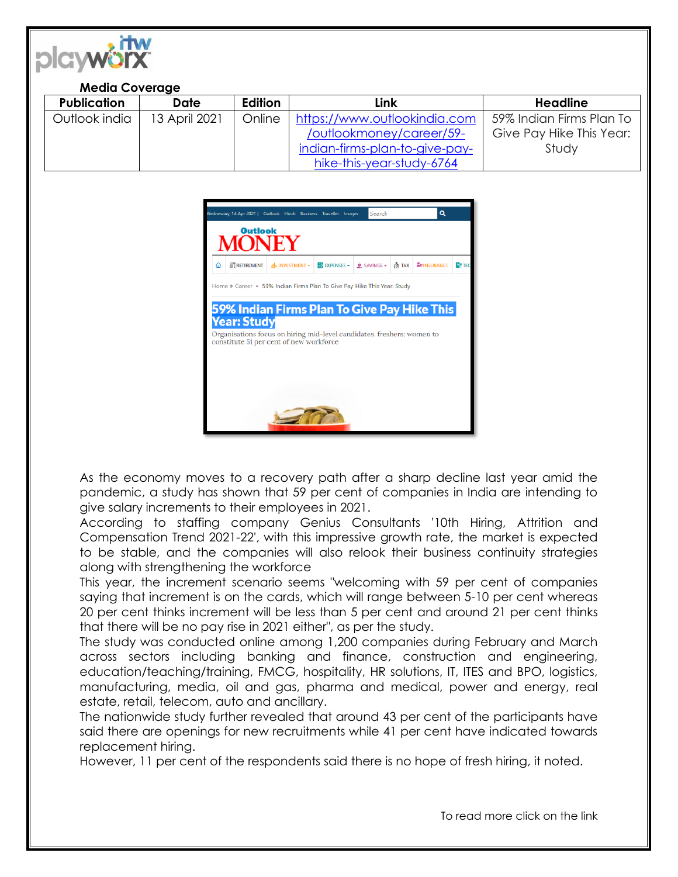**Media Coverage**

| Publication | Date | Edition | Link | Headline |
|---|---|---|---|---|
| Outlook india | 13 April 2021 | Online | https://www.outlookindia.com/outlookmoney/career/59-indian-firms-plan-to-give-pay-hike-this-year-study-6764 | 59% Indian Firms Plan To Give Pay Hike This Year: Study |

As the economy moves to a recovery path after a sharp decline last year amid the pandemic, a study has shown that 59 per cent of companies in India are intending to give salary increments to their employees in 2021.

According to staffing company Genius Consultants '10th Hiring, Attrition and Compensation Trend 2021-22', with this impressive growth rate, the market is expected to be stable, and the companies will also relook their business continuity strategies along with strengthening the workforce

This year, the increment scenario seems "welcoming with 59 per cent of companies saying that increment is on the cards, which will range between 5-10 per cent whereas 20 per cent thinks increment will be less than 5 per cent and around 21 per cent thinks that there will be no pay rise in 2021 either", as per the study.

The study was conducted online among 1,200 companies during February and March across sectors including banking and finance, construction and engineering, education/teaching/training, FMCG, hospitality, HR solutions, IT, ITES and BPO, logistics, manufacturing, media, oil and gas, pharma and medical, power and energy, real estate, retail, telecom, auto and ancillary.

The nationwide study further revealed that around 43 per cent of the participants have said there are openings for new recruitments while 41 per cent have indicated towards replacement hiring.

However, 11 per cent of the respondents said there is no hope of fresh hiring, it noted.

To read more click on the link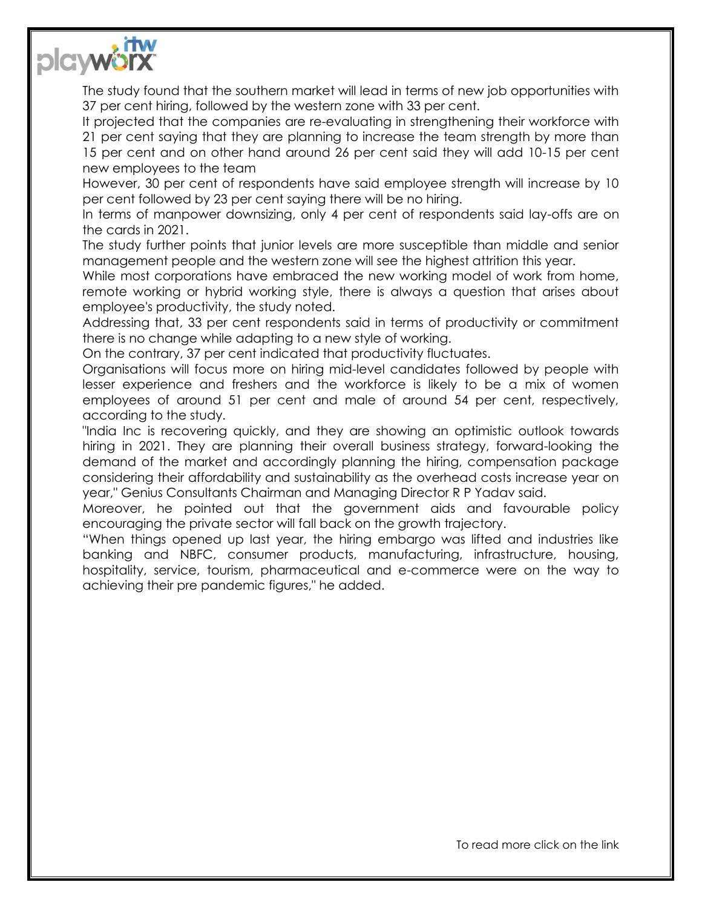The study found that the southern market will lead in terms of new job opportunities with 37 per cent hiring, followed by the western zone with 33 per cent.

It projected that the companies are re-evaluating in strengthening their workforce with 21 per cent saying that they are planning to increase the team strength by more than 15 per cent and on other hand around 26 per cent said they will add 10-15 per cent new employees to the team

However, 30 per cent of respondents have said employee strength will increase by 10 per cent followed by 23 per cent saying there will be no hiring.

In terms of manpower downsizing, only 4 per cent of respondents said lay-offs are on the cards in 2021.

The study further points that junior levels are more susceptible than middle and senior management people and the western zone will see the highest attrition this year.

While most corporations have embraced the new working model of work from home, remote working or hybrid working style, there is always a question that arises about employee's productivity, the study noted.

Addressing that, 33 per cent respondents said in terms of productivity or commitment there is no change while adapting to a new style of working.

On the contrary, 37 per cent indicated that productivity fluctuates.

Organisations will focus more on hiring mid-level candidates followed by people with lesser experience and freshers and the workforce is likely to be a mix of women employees of around 51 per cent and male of around 54 per cent, respectively, according to the study.

"India Inc is recovering quickly, and they are showing an optimistic outlook towards hiring in 2021. They are planning their overall business strategy, forward-looking the demand of the market and accordingly planning the hiring, compensation package considering their affordability and sustainability as the overhead costs increase year on year," Genius Consultants Chairman and Managing Director R P Yadav said.

Moreover, he pointed out that the government aids and favourable policy encouraging the private sector will fall back on the growth trajectory.

"When things opened up last year, the hiring embargo was lifted and industries like banking and NBFC, consumer products, manufacturing, infrastructure, housing, hospitality, service, tourism, pharmaceutical and e-commerce were on the way to achieving their pre pandemic figures," he added.

To read more click on the link